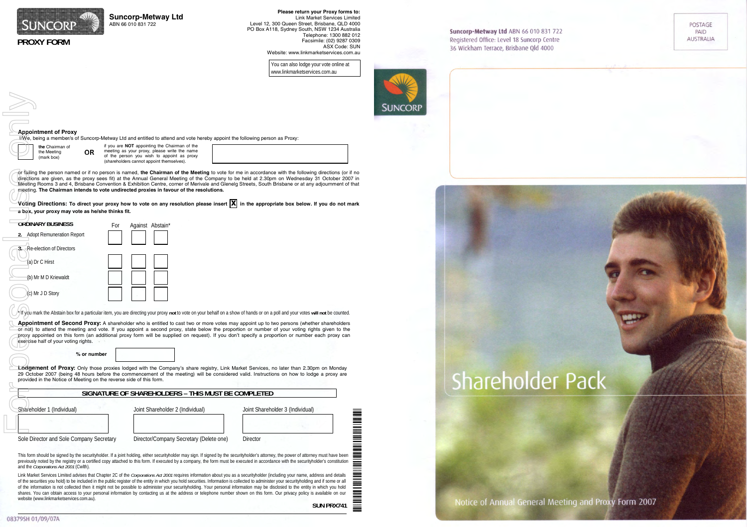**Suncorp-Metway Ltd**
ABN 66 010 831 722

# PROXY FORM

**Please return your Proxy forms to:**
Link Market Services Limited
Level 12, 300 Queen Street, Brisbane, QLD 4000
PO Box A118, Sydney South, NSW 1234 Australia
Telephone: 1300 882 012
Facsimile: (02) 9287 0309
ASX Code: SUN
Website: www.linkmarketservices.com.au

You can also lodge your vote online at www.linkmarketservices.com.au

**Appointment of Proxy**
I/We, being a member/s of Suncorp-Metway Ltd and entitled to attend and vote hereby appoint the following person as Proxy:

☐ **the** Chairman of the Meeting (mark box) **OR** if you are **NOT** appointing the Chairman of the meeting as your proxy, please write the name of the person you wish to appoint as proxy (shareholders cannot appoint themselves).

or failing the person named or if no person is named, **the Chairman of the Meeting** to vote for me in accordance with the following directions (or if no directions are given, as the proxy sees fit) at the Annual General Meeting of the Company to be held at 2.30pm on Wednesday 31 October 2007 in Meeting Rooms 3 and 4, Brisbane Convention & Exhibition Centre, corner of Merivale and Glenelg Streets, South Brisbane or at any adjournment of that meeting. **The Chairman intends to vote undirected proxies in favour of the resolutions.**

**Voting Directions:** **To direct your proxy how to vote on any resolution please insert X in the appropriate box below. If you do not mark a box, your proxy may vote as he/she thinks fit.**

| ORDINARY BUSINESS | For | Against | Abstain* |
|---|---|---|---|
| 2. Adopt Remuneration Report | ☐ | ☐ | ☐ |
| 3. Re-election of Directors | | | |
| (a) Dr C Hirst | ☐ | ☐ | ☐ |
| (b) Mr M D Kriewaldt | ☐ | ☐ | ☐ |
| (c) Mr J D Story | ☐ | ☐ | ☐ |

* If you mark the Abstain box for a particular item, you are directing your proxy **not** to vote on your behalf on a show of hands or on a poll and your votes **will not** be counted.

**Appointment of Second Proxy:** A shareholder who is entitled to cast two or more votes may appoint up to two persons (whether shareholders or not) to attend the meeting and vote. If you appoint a second proxy, state below the proportion or number of your voting rights given to the proxy appointed on this form (an additional proxy form will be supplied on request). If you don't specify a proportion or number each proxy can exercise half of your voting rights.

**% or number** ____________

**Lodgement of Proxy:** Only those proxies lodged with the Company's share registry, Link Market Services, no later than 2.30pm on Monday 29 October 2007 (being 48 hours before the commencement of the meeting) will be considered valid. Instructions on how to lodge a proxy are provided in the Notice of Meeting on the reverse side of this form.

**SIGNATURE OF SHAREHOLDERS – THIS MUST BE COMPLETED**

| Shareholder 1 (Individual) | Joint Shareholder 2 (Individual) | Joint Shareholder 3 (Individual) |
|---|---|---|
| | | |
| Sole Director and Sole Company Secretary | Director/Company Secretary (Delete one) | Director |

This form should be signed by the securityholder. If a joint holding, either securityholder may sign. If signed by the securityholder's attorney, the power of attorney must have been previously noted by the registry or a certified copy attached to this form. If executed by a company, the form must be executed in accordance with the securityholder's constitution and the *Corporations Act 2001* (Cwlth).

Link Market Services Limited advises that Chapter 2C of the *Corporations Act 2001* requires information about you as a securityholder (including your name, address and details of the securities you hold) to be included in the public register of the entity in which you hold securities. Information is collected to administer your securityholding and if some or all of the information is not collected then it might not be possible to administer your securityholding. Your personal information may be disclosed to the entity in which you hold shares. You can obtain access to your personal information by contacting us at the address or telephone number shown on this form. Our privacy policy is available on our website (www.linkmarketservices.com.au).

SUN PRX741

08379SH 01/09/07A

**Suncorp-Metway Ltd** ABN 66 010 831 722
Registered Office: Level 18 Suncorp Centre
36 Wickham Terrace, Brisbane Qld 4000

POSTAGE PAID AUSTRALIA

SUNCORP

# Shareholder Pack

Notice of Annual General Meeting and Proxy Form 2007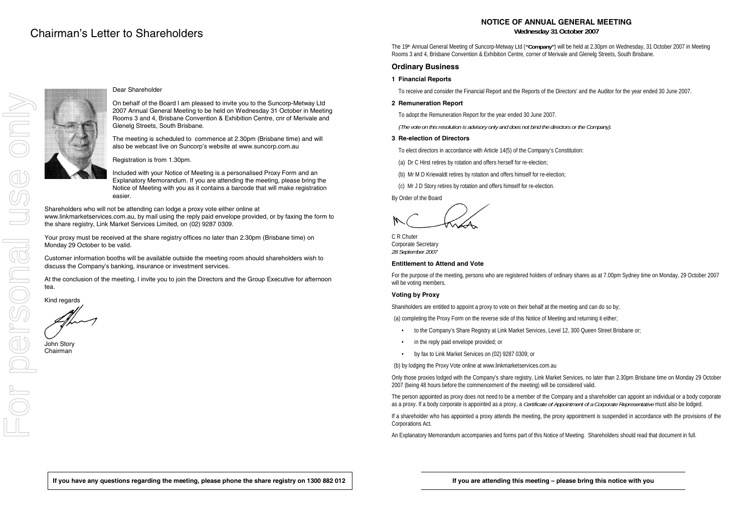# Chairman's Letter to Shareholders

Dear Shareholder

On behalf of the Board I am pleased to invite you to the Suncorp-Metway Ltd 2007 Annual General Meeting to be held on Wednesday 31 October in Meeting Rooms 3 and 4, Brisbane Convention & Exhibition Centre, cnr of Merivale and Glenelg Streets, South Brisbane.

The meeting is scheduled to commence at 2.30pm (Brisbane time) and will also be webcast live on Suncorp's website at www.suncorp.com.au

Registration is from 1.30pm.

Included with your Notice of Meeting is a personalised Proxy Form and an Explanatory Memorandum. If you are attending the meeting, please bring the Notice of Meeting with you as it contains a barcode that will make registration easier.

Shareholders who will not be attending can lodge a proxy vote either online at www.linkmarketservices.com.au, by mail using the reply paid envelope provided, or by faxing the form to the share registry, Link Market Services Limited, on (02) 9287 0309.

Your proxy must be received at the share registry offices no later than 2.30pm (Brisbane time) on Monday 29 October to be valid.

Customer information booths will be available outside the meeting room should shareholders wish to discuss the Company's banking, insurance or investment services.

At the conclusion of the meeting, I invite you to join the Directors and the Group Executive for afternoon tea.

Kind regards

John Story
Chairman

**If you have any questions regarding the meeting, please phone the share registry on 1300 882 012**

# NOTICE OF ANNUAL GENERAL MEETING

**Wednesday 31 October 2007**

The 19th Annual General Meeting of Suncorp-Metway Ltd (**"Company"**) will be held at 2.30pm on Wednesday, 31 October 2007 in Meeting Rooms 3 and 4, Brisbane Convention & Exhibition Centre, corner of Merivale and Glenelg Streets, South Brisbane.

## Ordinary Business

### 1 Financial Reports

To receive and consider the Financial Report and the Reports of the Directors' and the Auditor for the year ended 30 June 2007.

### 2 Remuneration Report

To adopt the Remuneration Report for the year ended 30 June 2007.

*(The vote on this resolution is advisory only and does not bind the directors or the Company).*

### 3 Re-election of Directors

To elect directors in accordance with Article 14(5) of the Company's Constitution:

(a) Dr C Hirst retires by rotation and offers herself for re-election;

(b) Mr M D Kriewaldt retires by rotation and offers himself for re-election;

(c) Mr J D Story retires by rotation and offers himself for re-election.

By Order of the Board

C R Chuter
Corporate Secretary
*28 September 2007*

### Entitlement to Attend and Vote

For the purpose of the meeting, persons who are registered holders of ordinary shares as at 7.00pm Sydney time on Monday, 29 October 2007 will be voting members.

### Voting by Proxy

Shareholders are entitled to appoint a proxy to vote on their behalf at the meeting and can do so by;

(a) completing the Proxy Form on the reverse side of this Notice of Meeting and returning it either;

- to the Company's Share Registry at Link Market Services, Level 12, 300 Queen Street Brisbane or;
- in the reply paid envelope provided; or
- by fax to Link Market Services on (02) 9287 0309; or

(b) by lodging the Proxy Vote online at www.linkmarketservices.com.au

Only those proxies lodged with the Company's share registry, Link Market Services, no later than 2.30pm Brisbane time on Monday 29 October 2007 (being 48 hours before the commencement of the meeting) will be considered valid.

The person appointed as proxy does not need to be a member of the Company and a shareholder can appoint an individual or a body corporate as a proxy. If a body corporate is appointed as a proxy, a *Certificate of Appointment of a Corporate Representative* must also be lodged.

If a shareholder who has appointed a proxy attends the meeting, the proxy appointment is suspended in accordance with the provisions of the Corporations Act.

An Explanatory Memorandum accompanies and forms part of this Notice of Meeting. Shareholders should read that document in full.

**If you are attending this meeting – please bring this notice with you**